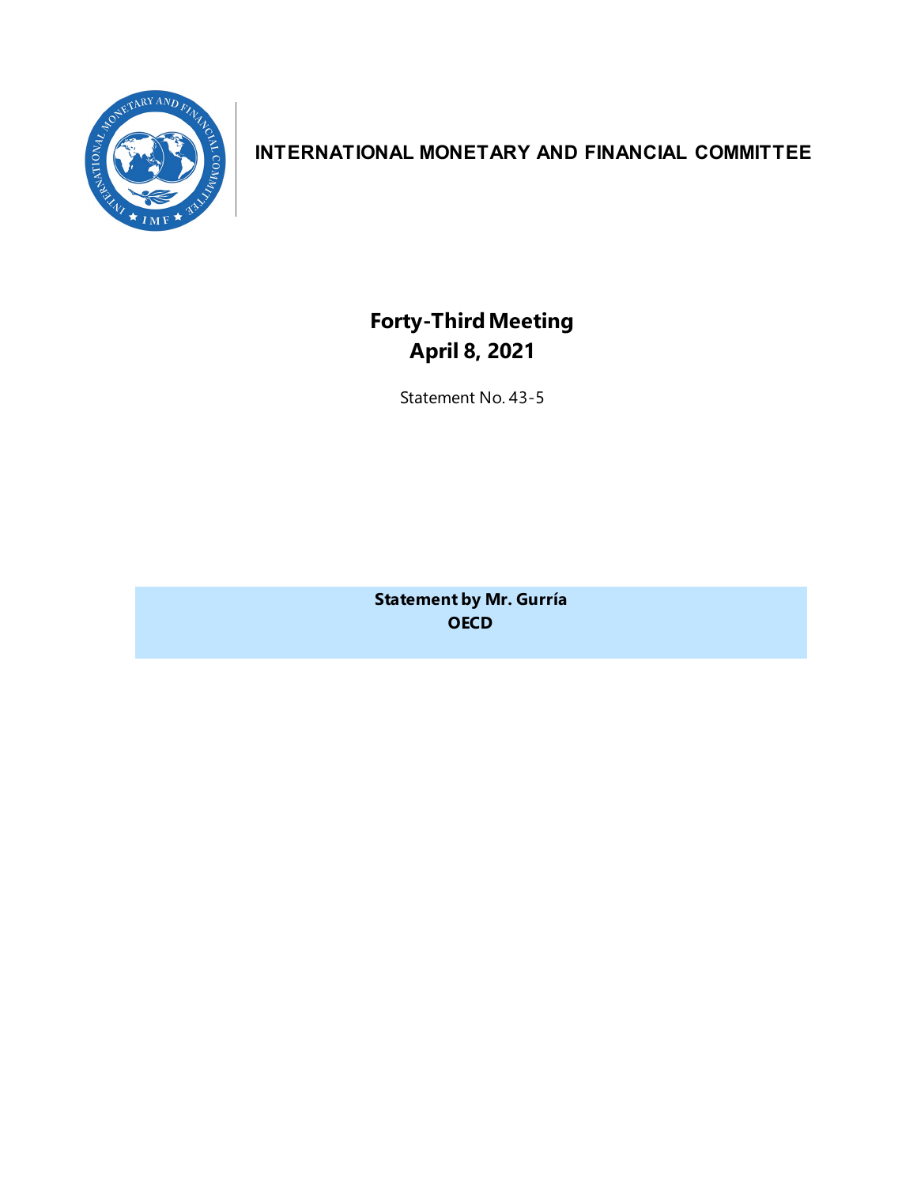# INTERNATIONAL MONETARY AND FINANCIAL COMMITTEE

## Forty-Third Meeting
## April 8, 2021

Statement No. 43-5

**Statement by Mr. Gurría**
**OECD**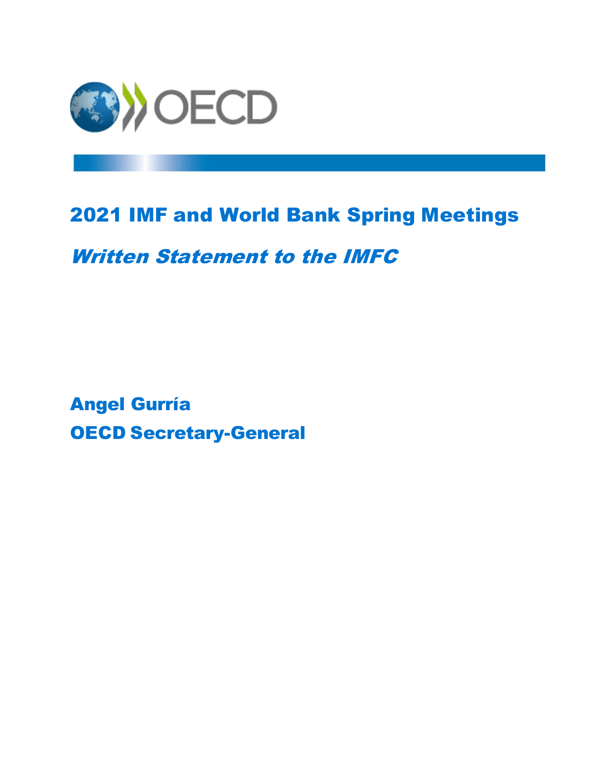# 2021 IMF and World Bank Spring Meetings

## *Written Statement to the IMFC*

**Angel Gurría**

**OECD Secretary-General**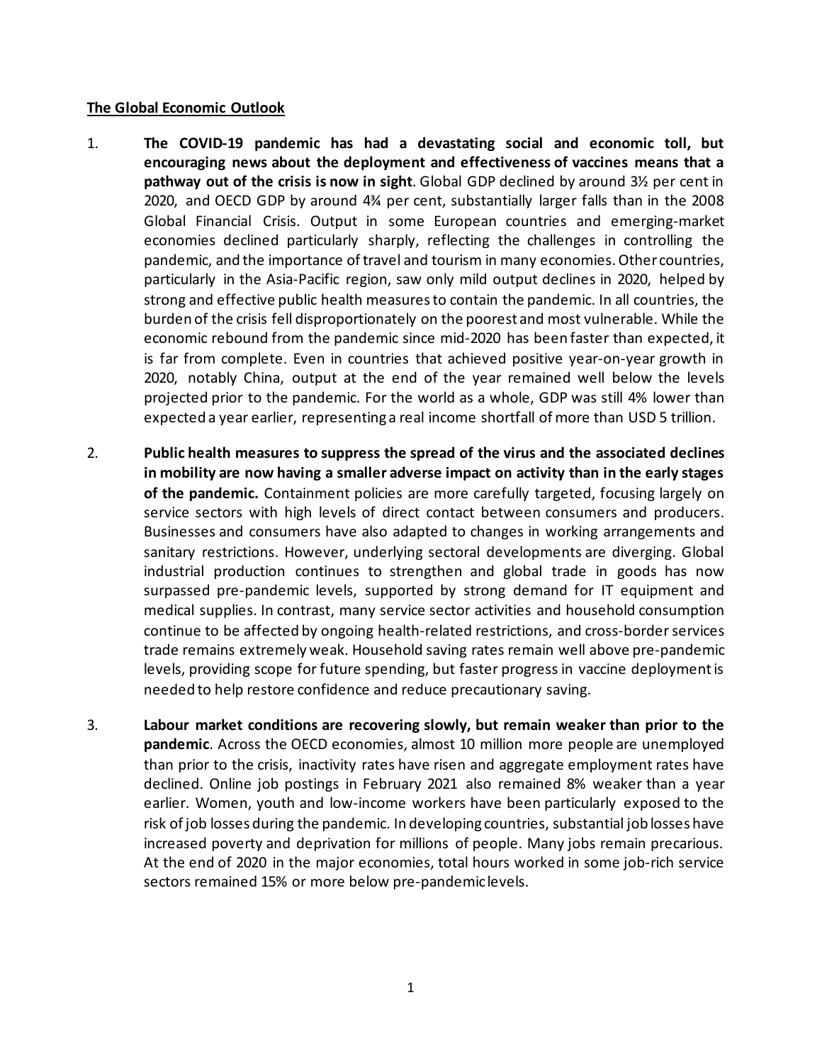**The Global Economic Outlook**

1. **The COVID-19 pandemic has had a devastating social and economic toll, but encouraging news about the deployment and effectiveness of vaccines means that a pathway out of the crisis is now in sight**. Global GDP declined by around 3½ per cent in 2020, and OECD GDP by around 4¾ per cent, substantially larger falls than in the 2008 Global Financial Crisis. Output in some European countries and emerging-market economies declined particularly sharply, reflecting the challenges in controlling the pandemic, and the importance of travel and tourism in many economies. Other countries, particularly in the Asia-Pacific region, saw only mild output declines in 2020, helped by strong and effective public health measures to contain the pandemic. In all countries, the burden of the crisis fell disproportionately on the poorest and most vulnerable. While the economic rebound from the pandemic since mid-2020 has been faster than expected, it is far from complete. Even in countries that achieved positive year-on-year growth in 2020, notably China, output at the end of the year remained well below the levels projected prior to the pandemic. For the world as a whole, GDP was still 4% lower than expected a year earlier, representing a real income shortfall of more than USD 5 trillion.

2. **Public health measures to suppress the spread of the virus and the associated declines in mobility are now having a smaller adverse impact on activity than in the early stages of the pandemic.** Containment policies are more carefully targeted, focusing largely on service sectors with high levels of direct contact between consumers and producers. Businesses and consumers have also adapted to changes in working arrangements and sanitary restrictions. However, underlying sectoral developments are diverging. Global industrial production continues to strengthen and global trade in goods has now surpassed pre-pandemic levels, supported by strong demand for IT equipment and medical supplies. In contrast, many service sector activities and household consumption continue to be affected by ongoing health-related restrictions, and cross-border services trade remains extremely weak. Household saving rates remain well above pre-pandemic levels, providing scope for future spending, but faster progress in vaccine deployment is needed to help restore confidence and reduce precautionary saving.

3. **Labour market conditions are recovering slowly, but remain weaker than prior to the pandemic**. Across the OECD economies, almost 10 million more people are unemployed than prior to the crisis, inactivity rates have risen and aggregate employment rates have declined. Online job postings in February 2021 also remained 8% weaker than a year earlier. Women, youth and low-income workers have been particularly exposed to the risk of job losses during the pandemic. In developing countries, substantial job losses have increased poverty and deprivation for millions of people. Many jobs remain precarious. At the end of 2020 in the major economies, total hours worked in some job-rich service sectors remained 15% or more below pre-pandemic levels.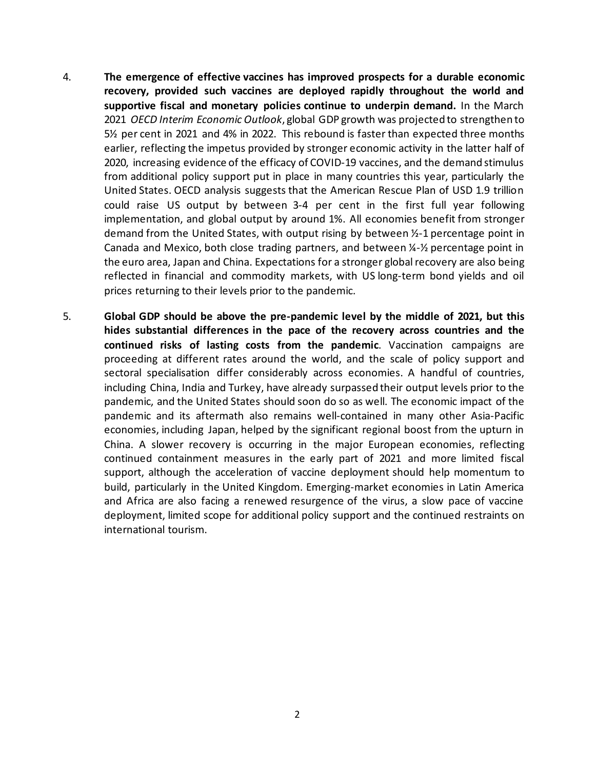4. **The emergence of effective vaccines has improved prospects for a durable economic recovery, provided such vaccines are deployed rapidly throughout the world and supportive fiscal and monetary policies continue to underpin demand.** In the March 2021 *OECD Interim Economic Outlook*, global GDP growth was projected to strengthen to 5½ per cent in 2021 and 4% in 2022. This rebound is faster than expected three months earlier, reflecting the impetus provided by stronger economic activity in the latter half of 2020, increasing evidence of the efficacy of COVID-19 vaccines, and the demand stimulus from additional policy support put in place in many countries this year, particularly the United States. OECD analysis suggests that the American Rescue Plan of USD 1.9 trillion could raise US output by between 3-4 per cent in the first full year following implementation, and global output by around 1%. All economies benefit from stronger demand from the United States, with output rising by between ½-1 percentage point in Canada and Mexico, both close trading partners, and between ¼-½ percentage point in the euro area, Japan and China. Expectations for a stronger global recovery are also being reflected in financial and commodity markets, with US long-term bond yields and oil prices returning to their levels prior to the pandemic.

5. **Global GDP should be above the pre-pandemic level by the middle of 2021, but this hides substantial differences in the pace of the recovery across countries and the continued risks of lasting costs from the pandemic**. Vaccination campaigns are proceeding at different rates around the world, and the scale of policy support and sectoral specialisation differ considerably across economies. A handful of countries, including China, India and Turkey, have already surpassed their output levels prior to the pandemic, and the United States should soon do so as well. The economic impact of the pandemic and its aftermath also remains well-contained in many other Asia-Pacific economies, including Japan, helped by the significant regional boost from the upturn in China. A slower recovery is occurring in the major European economies, reflecting continued containment measures in the early part of 2021 and more limited fiscal support, although the acceleration of vaccine deployment should help momentum to build, particularly in the United Kingdom. Emerging-market economies in Latin America and Africa are also facing a renewed resurgence of the virus, a slow pace of vaccine deployment, limited scope for additional policy support and the continued restraints on international tourism.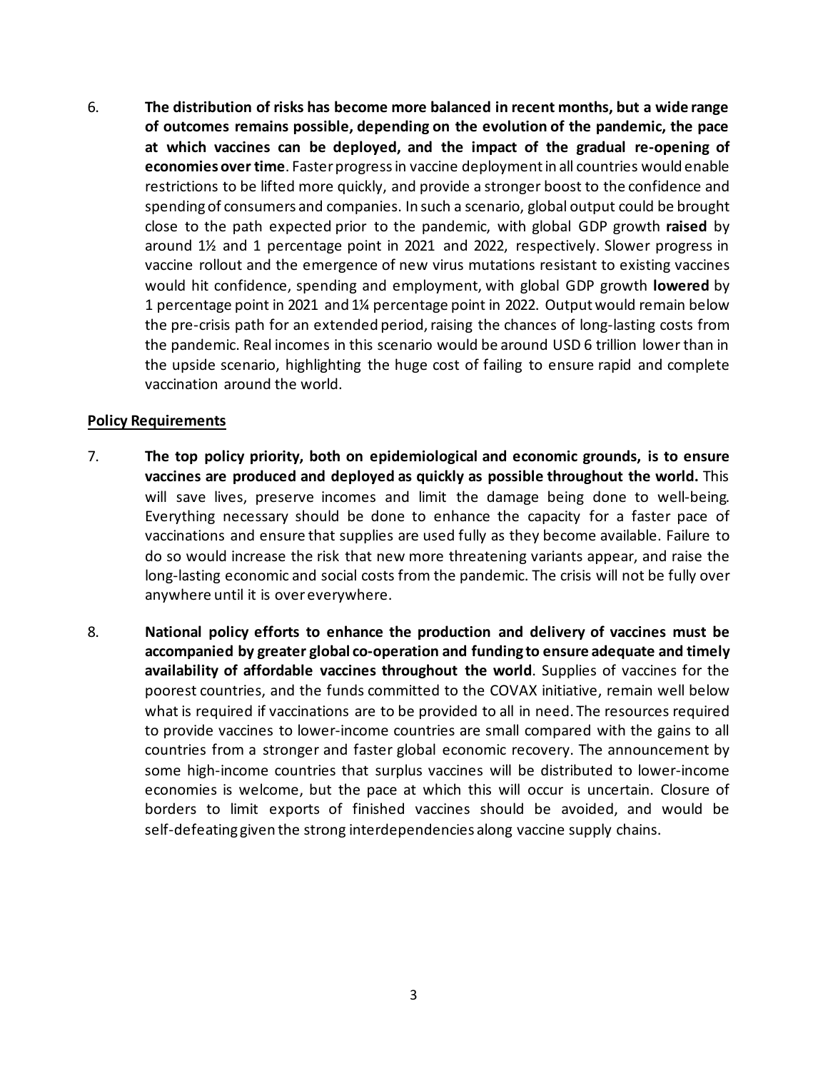6. **The distribution of risks has become more balanced in recent months, but a wide range of outcomes remains possible, depending on the evolution of the pandemic, the pace at which vaccines can be deployed, and the impact of the gradual re-opening of economies over time**. Faster progress in vaccine deployment in all countries would enable restrictions to be lifted more quickly, and provide a stronger boost to the confidence and spending of consumers and companies. In such a scenario, global output could be brought close to the path expected prior to the pandemic, with global GDP growth **raised** by around 1½ and 1 percentage point in 2021 and 2022, respectively. Slower progress in vaccine rollout and the emergence of new virus mutations resistant to existing vaccines would hit confidence, spending and employment, with global GDP growth **lowered** by 1 percentage point in 2021 and 1¼ percentage point in 2022. Output would remain below the pre-crisis path for an extended period, raising the chances of long-lasting costs from the pandemic. Real incomes in this scenario would be around USD 6 trillion lower than in the upside scenario, highlighting the huge cost of failing to ensure rapid and complete vaccination around the world.

**Policy Requirements**

7. **The top policy priority, both on epidemiological and economic grounds, is to ensure vaccines are produced and deployed as quickly as possible throughout the world.** This will save lives, preserve incomes and limit the damage being done to well-being. Everything necessary should be done to enhance the capacity for a faster pace of vaccinations and ensure that supplies are used fully as they become available. Failure to do so would increase the risk that new more threatening variants appear, and raise the long-lasting economic and social costs from the pandemic. The crisis will not be fully over anywhere until it is over everywhere.

8. **National policy efforts to enhance the production and delivery of vaccines must be accompanied by greater global co-operation and funding to ensure adequate and timely availability of affordable vaccines throughout the world**. Supplies of vaccines for the poorest countries, and the funds committed to the COVAX initiative, remain well below what is required if vaccinations are to be provided to all in need. The resources required to provide vaccines to lower-income countries are small compared with the gains to all countries from a stronger and faster global economic recovery. The announcement by some high-income countries that surplus vaccines will be distributed to lower-income economies is welcome, but the pace at which this will occur is uncertain. Closure of borders to limit exports of finished vaccines should be avoided, and would be self-defeating given the strong interdependencies along vaccine supply chains.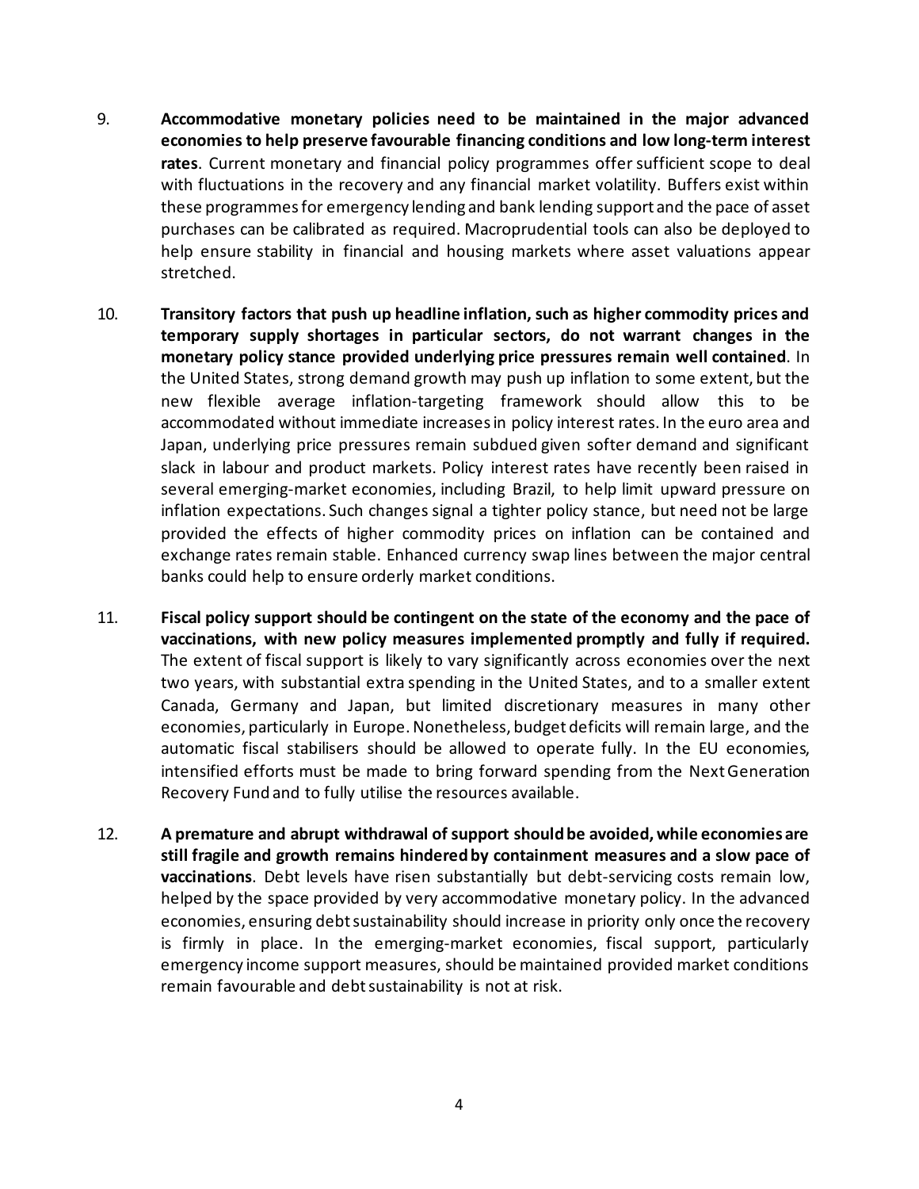9. **Accommodative monetary policies need to be maintained in the major advanced economies to help preserve favourable financing conditions and low long-term interest rates**. Current monetary and financial policy programmes offer sufficient scope to deal with fluctuations in the recovery and any financial market volatility. Buffers exist within these programmes for emergency lending and bank lending support and the pace of asset purchases can be calibrated as required. Macroprudential tools can also be deployed to help ensure stability in financial and housing markets where asset valuations appear stretched.

10. **Transitory factors that push up headline inflation, such as higher commodity prices and temporary supply shortages in particular sectors, do not warrant changes in the monetary policy stance provided underlying price pressures remain well contained**. In the United States, strong demand growth may push up inflation to some extent, but the new flexible average inflation-targeting framework should allow this to be accommodated without immediate increases in policy interest rates. In the euro area and Japan, underlying price pressures remain subdued given softer demand and significant slack in labour and product markets. Policy interest rates have recently been raised in several emerging-market economies, including Brazil, to help limit upward pressure on inflation expectations. Such changes signal a tighter policy stance, but need not be large provided the effects of higher commodity prices on inflation can be contained and exchange rates remain stable. Enhanced currency swap lines between the major central banks could help to ensure orderly market conditions.

11. **Fiscal policy support should be contingent on the state of the economy and the pace of vaccinations, with new policy measures implemented promptly and fully if required.** The extent of fiscal support is likely to vary significantly across economies over the next two years, with substantial extra spending in the United States, and to a smaller extent Canada, Germany and Japan, but limited discretionary measures in many other economies, particularly in Europe. Nonetheless, budget deficits will remain large, and the automatic fiscal stabilisers should be allowed to operate fully. In the EU economies, intensified efforts must be made to bring forward spending from the Next Generation Recovery Fund and to fully utilise the resources available.

12. **A premature and abrupt withdrawal of support should be avoided, while economies are still fragile and growth remains hindered by containment measures and a slow pace of vaccinations**. Debt levels have risen substantially but debt-servicing costs remain low, helped by the space provided by very accommodative monetary policy. In the advanced economies, ensuring debt sustainability should increase in priority only once the recovery is firmly in place. In the emerging-market economies, fiscal support, particularly emergency income support measures, should be maintained provided market conditions remain favourable and debt sustainability is not at risk.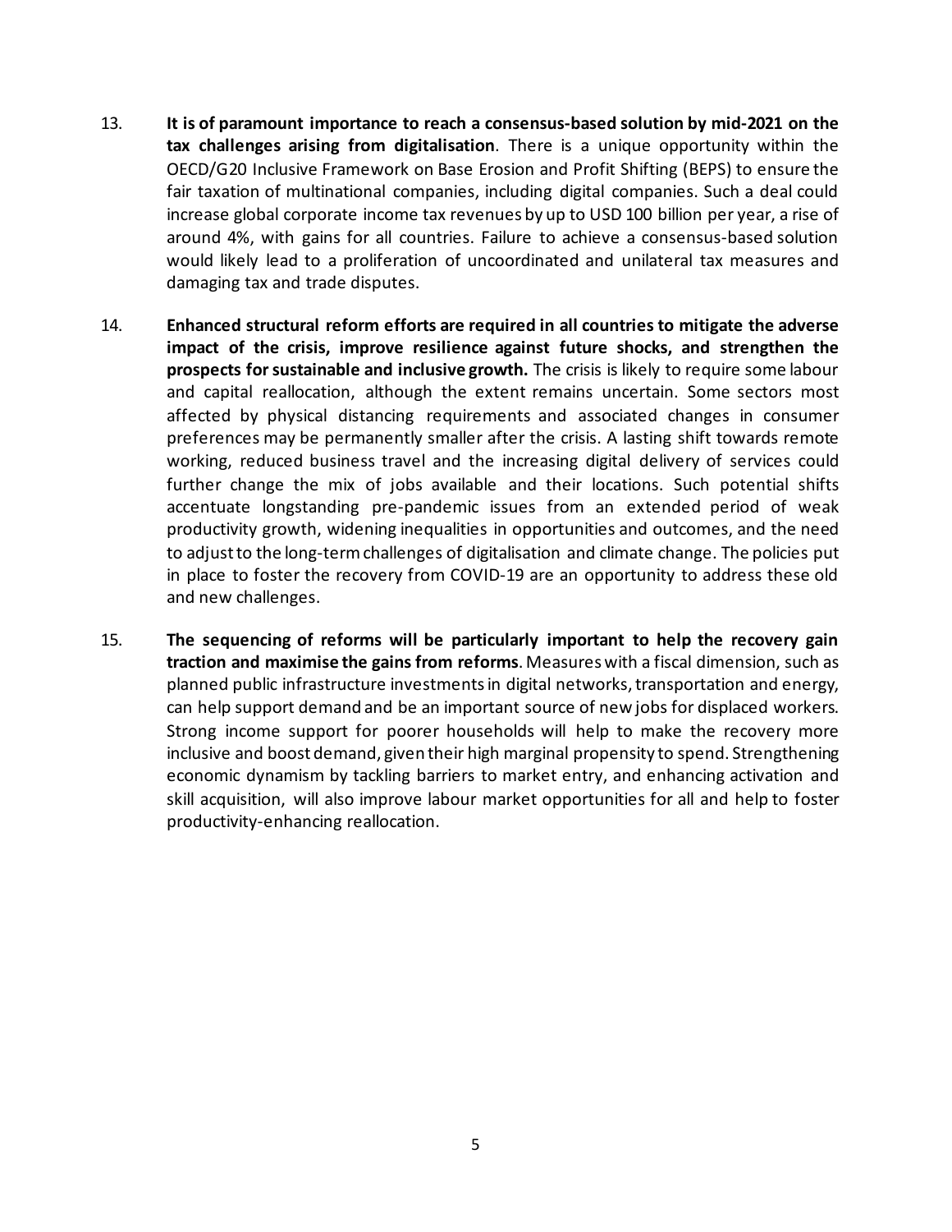13. **It is of paramount importance to reach a consensus-based solution by mid-2021 on the tax challenges arising from digitalisation**. There is a unique opportunity within the OECD/G20 Inclusive Framework on Base Erosion and Profit Shifting (BEPS) to ensure the fair taxation of multinational companies, including digital companies. Such a deal could increase global corporate income tax revenues by up to USD 100 billion per year, a rise of around 4%, with gains for all countries. Failure to achieve a consensus-based solution would likely lead to a proliferation of uncoordinated and unilateral tax measures and damaging tax and trade disputes.

14. **Enhanced structural reform efforts are required in all countries to mitigate the adverse impact of the crisis, improve resilience against future shocks, and strengthen the prospects for sustainable and inclusive growth.** The crisis is likely to require some labour and capital reallocation, although the extent remains uncertain. Some sectors most affected by physical distancing requirements and associated changes in consumer preferences may be permanently smaller after the crisis. A lasting shift towards remote working, reduced business travel and the increasing digital delivery of services could further change the mix of jobs available and their locations. Such potential shifts accentuate longstanding pre-pandemic issues from an extended period of weak productivity growth, widening inequalities in opportunities and outcomes, and the need to adjust to the long-term challenges of digitalisation and climate change. The policies put in place to foster the recovery from COVID-19 are an opportunity to address these old and new challenges.

15. **The sequencing of reforms will be particularly important to help the recovery gain traction and maximise the gains from reforms**. Measures with a fiscal dimension, such as planned public infrastructure investments in digital networks, transportation and energy, can help support demand and be an important source of new jobs for displaced workers. Strong income support for poorer households will help to make the recovery more inclusive and boost demand, given their high marginal propensity to spend. Strengthening economic dynamism by tackling barriers to market entry, and enhancing activation and skill acquisition, will also improve labour market opportunities for all and help to foster productivity-enhancing reallocation.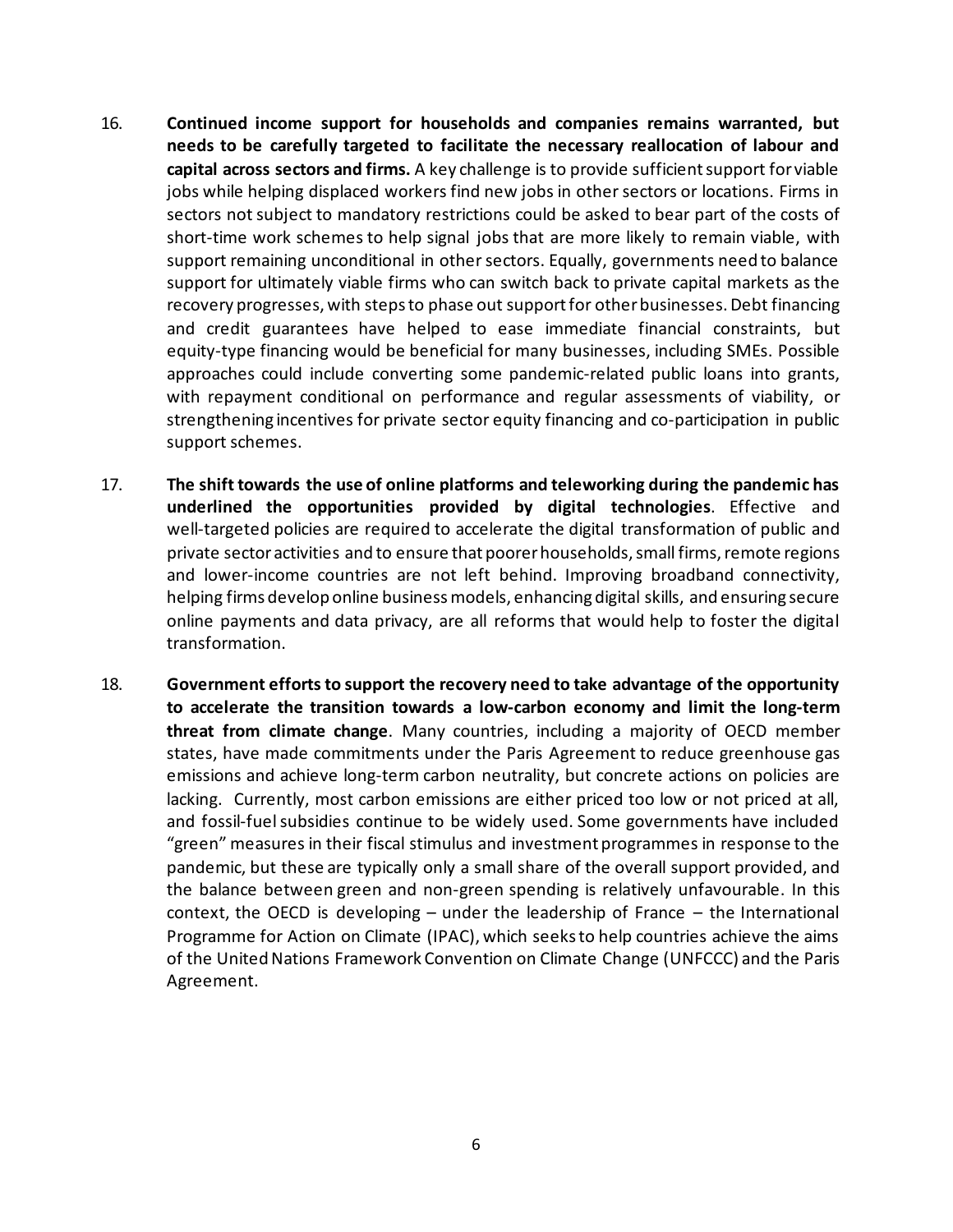16. **Continued income support for households and companies remains warranted, but needs to be carefully targeted to facilitate the necessary reallocation of labour and capital across sectors and firms.** A key challenge is to provide sufficient support for viable jobs while helping displaced workers find new jobs in other sectors or locations. Firms in sectors not subject to mandatory restrictions could be asked to bear part of the costs of short-time work schemes to help signal jobs that are more likely to remain viable, with support remaining unconditional in other sectors. Equally, governments need to balance support for ultimately viable firms who can switch back to private capital markets as the recovery progresses, with steps to phase out support for other businesses. Debt financing and credit guarantees have helped to ease immediate financial constraints, but equity-type financing would be beneficial for many businesses, including SMEs. Possible approaches could include converting some pandemic-related public loans into grants, with repayment conditional on performance and regular assessments of viability, or strengthening incentives for private sector equity financing and co-participation in public support schemes.

17. **The shift towards the use of online platforms and teleworking during the pandemic has underlined the opportunities provided by digital technologies**. Effective and well-targeted policies are required to accelerate the digital transformation of public and private sector activities and to ensure that poorer households, small firms, remote regions and lower-income countries are not left behind. Improving broadband connectivity, helping firms develop online business models, enhancing digital skills, and ensuring secure online payments and data privacy, are all reforms that would help to foster the digital transformation.

18. **Government efforts to support the recovery need to take advantage of the opportunity to accelerate the transition towards a low-carbon economy and limit the long-term threat from climate change**. Many countries, including a majority of OECD member states, have made commitments under the Paris Agreement to reduce greenhouse gas emissions and achieve long-term carbon neutrality, but concrete actions on policies are lacking. Currently, most carbon emissions are either priced too low or not priced at all, and fossil-fuel subsidies continue to be widely used. Some governments have included "green" measures in their fiscal stimulus and investment programmes in response to the pandemic, but these are typically only a small share of the overall support provided, and the balance between green and non-green spending is relatively unfavourable. In this context, the OECD is developing – under the leadership of France – the International Programme for Action on Climate (IPAC), which seeks to help countries achieve the aims of the United Nations Framework Convention on Climate Change (UNFCCC) and the Paris Agreement.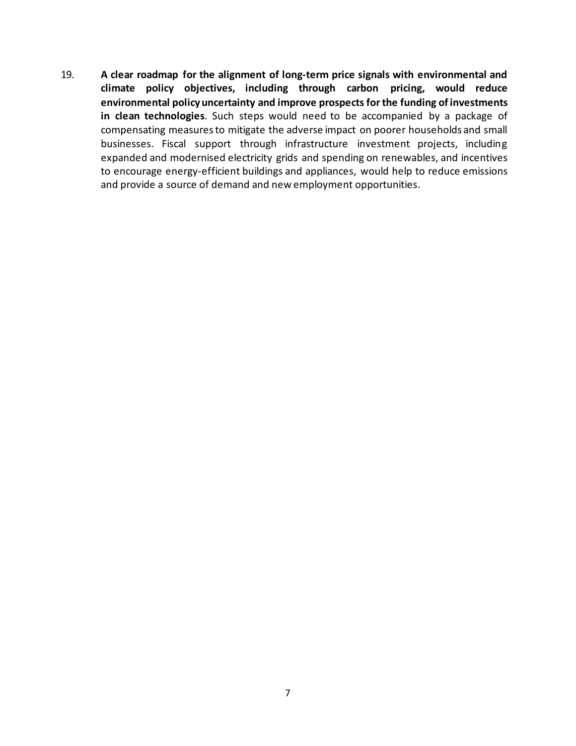19. **A clear roadmap for the alignment of long-term price signals with environmental and climate policy objectives, including through carbon pricing, would reduce environmental policy uncertainty and improve prospects for the funding of investments in clean technologies**. Such steps would need to be accompanied by a package of compensating measures to mitigate the adverse impact on poorer households and small businesses. Fiscal support through infrastructure investment projects, including expanded and modernised electricity grids and spending on renewables, and incentives to encourage energy-efficient buildings and appliances, would help to reduce emissions and provide a source of demand and new employment opportunities.